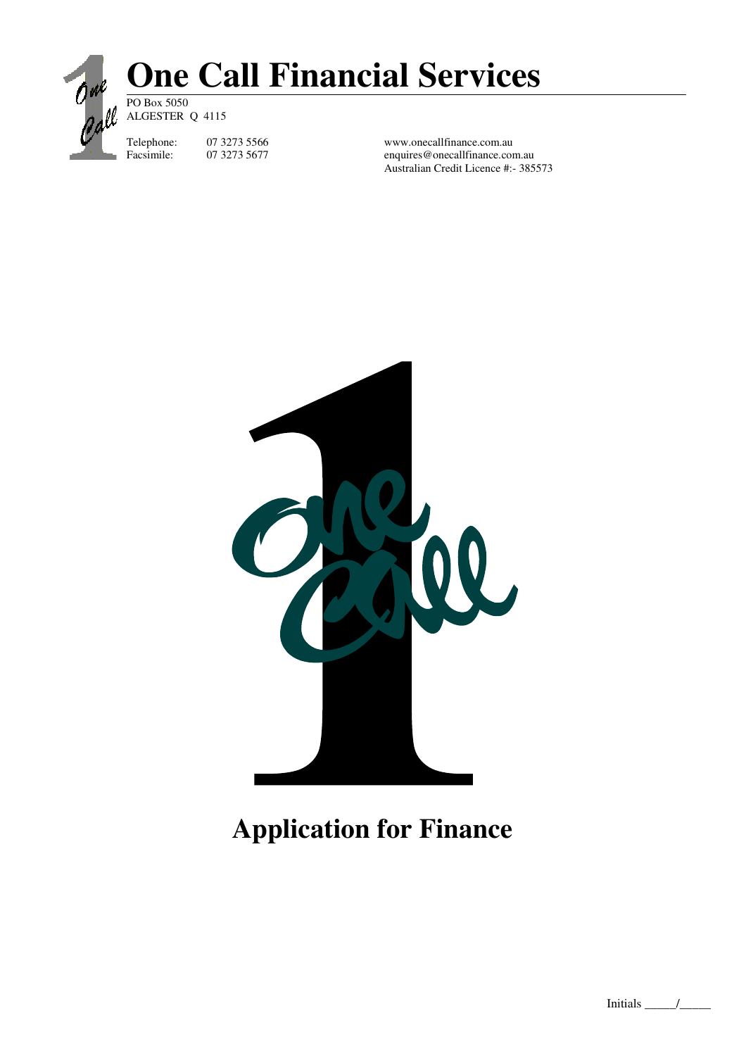# One Call Financial Services

PO Box 5050
ALGESTER Q 4115

Telephone: 07 3273 5566
Facsimile: 07 3273 5677

www.onecallfinance.com.au
enquires@onecallfinance.com.au
Australian Credit Licence #:- 385573

# Application for Finance

Initials _____/_____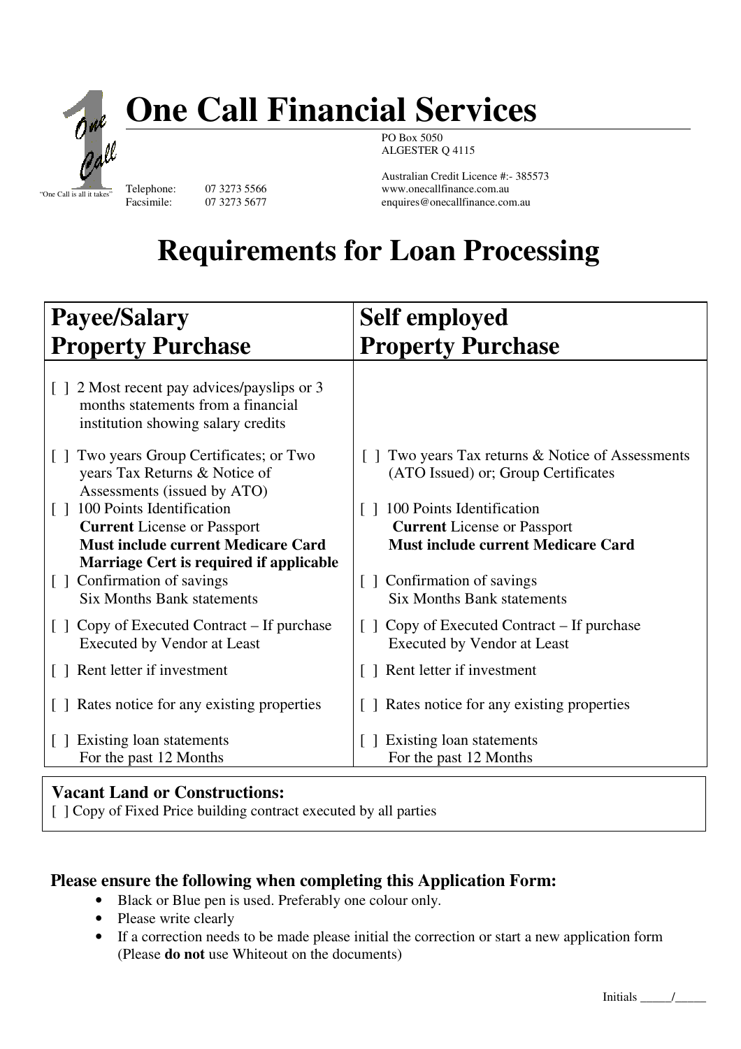# One Call Financial Services

"One Call is all it takes"

PO Box 5050
ALGESTER Q 4115

Australian Credit Licence #:- 385573
www.onecallfinance.com.au
enquires@onecallfinance.com.au

Telephone: 07 3273 5566
Facsimile: 07 3273 5677

# Requirements for Loan Processing

| Payee/Salary Property Purchase | Self employed Property Purchase |
|---|---|
| [ ] 2 Most recent pay advices/payslips or 3 months statements from a financial institution showing salary credits | |
| [ ] Two years Group Certificates; or Two years Tax Returns & Notice of Assessments (issued by ATO) | [ ] Two years Tax returns & Notice of Assessments (ATO Issued) or; Group Certificates |
| [ ] 100 Points Identification **Current** License or Passport **Must include current Medicare Card** **Marriage Cert is required if applicable** | [ ] 100 Points Identification **Current** License or Passport **Must include current Medicare Card** |
| [ ] Confirmation of savings Six Months Bank statements | [ ] Confirmation of savings Six Months Bank statements |
| [ ] Copy of Executed Contract – If purchase Executed by Vendor at Least | [ ] Copy of Executed Contract – If purchase Executed by Vendor at Least |
| [ ] Rent letter if investment | [ ] Rent letter if investment |
| [ ] Rates notice for any existing properties | [ ] Rates notice for any existing properties |
| [ ] Existing loan statements For the past 12 Months | [ ] Existing loan statements For the past 12 Months |

**Vacant Land or Constructions:**

[ ] Copy of Fixed Price building contract executed by all parties

### Please ensure the following when completing this Application Form:

- Black or Blue pen is used. Preferably one colour only.
- Please write clearly
- If a correction needs to be made please initial the correction or start a new application form (Please **do not** use Whiteout on the documents)

Initials _____/_____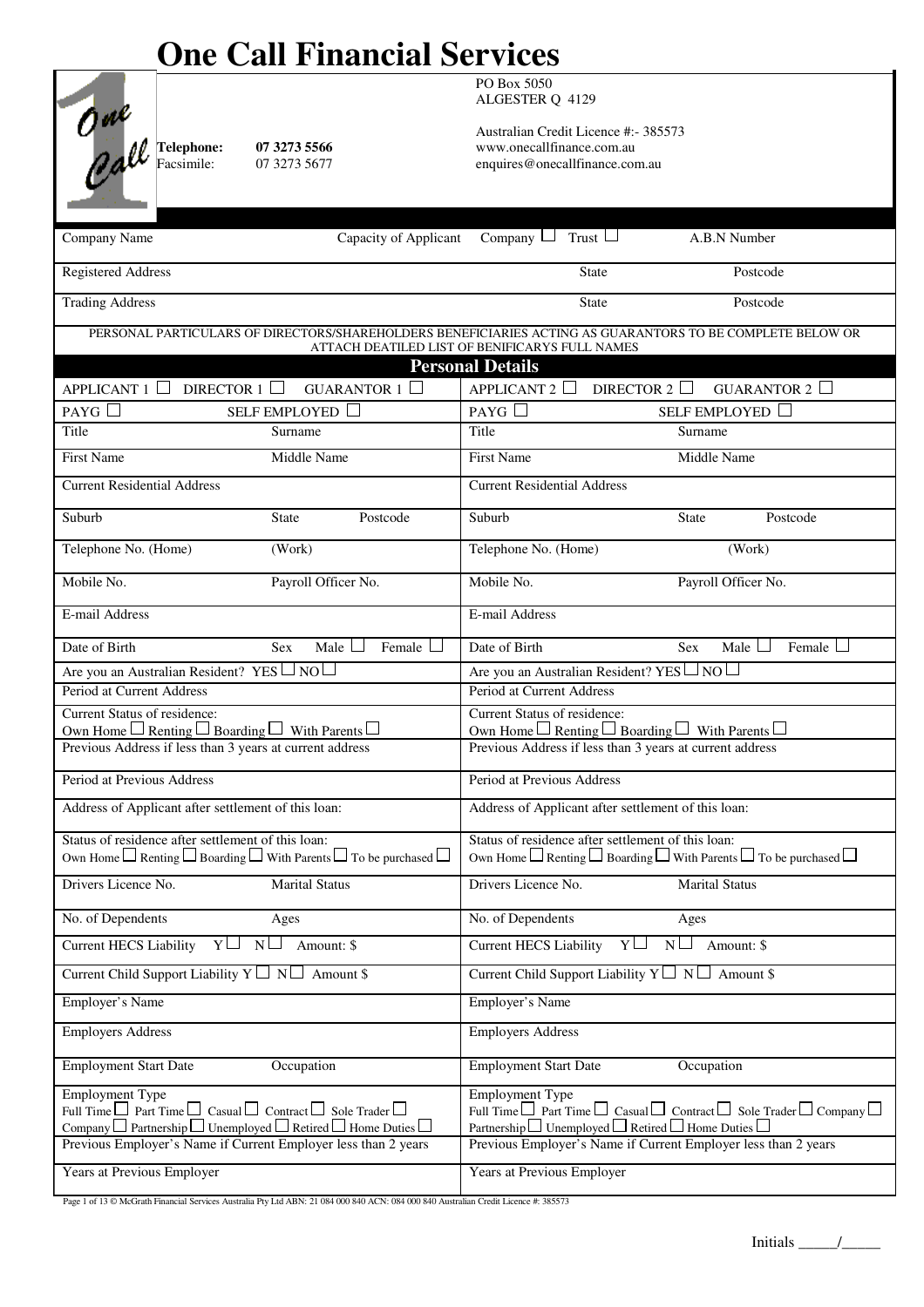# One Call Financial Services

PO Box 5050
ALGESTER Q 4129

**Telephone:** **07 3273 5566**
Facsimile: 07 3273 5677

Australian Credit Licence #:- 385573
www.onecallfinance.com.au
enquires@onecallfinance.com.au

| Company Name | Capacity of Applicant Company ☐ Trust ☐ | A.B.N Number |
|---|---|---|
| Registered Address | State | Postcode |
| Trading Address | State | Postcode |

PERSONAL PARTICULARS OF DIRECTORS/SHAREHOLDERS BENEFICIARIES ACTING AS GUARANTORS TO BE COMPLETE BELOW OR ATTACH DEATILED LIST OF BENIFICARYS FULL NAMES

## Personal Details

| APPLICANT 1 ☐ DIRECTOR 1 ☐ GUARANTOR 1 ☐ | APPLICANT 2 ☐ DIRECTOR 2 ☐ GUARANTOR 2 ☐ |
|---|---|
| PAYG ☐ SELF EMPLOYED ☐ | PAYG ☐ SELF EMPLOYED ☐ |
| Title Surname | Title Surname |
| First Name Middle Name | First Name Middle Name |
| Current Residential Address | Current Residential Address |
| Suburb State Postcode | Suburb State Postcode |
| Telephone No. (Home) (Work) | Telephone No. (Home) (Work) |
| Mobile No. Payroll Officer No. | Mobile No. Payroll Officer No. |
| E-mail Address | E-mail Address |
| Date of Birth Sex Male ☐ Female ☐ | Date of Birth Sex Male ☐ Female ☐ |
| Are you an Australian Resident? YES ☐ NO ☐ | Are you an Australian Resident? YES ☐ NO ☐ |
| Period at Current Address | Period at Current Address |
| Current Status of residence: Own Home ☐ Renting ☐ Boarding ☐ With Parents ☐ | Current Status of residence: Own Home ☐ Renting ☐ Boarding ☐ With Parents ☐ |
| Previous Address if less than 3 years at current address | Previous Address if less than 3 years at current address |
| Period at Previous Address | Period at Previous Address |
| Address of Applicant after settlement of this loan: | Address of Applicant after settlement of this loan: |
| Status of residence after settlement of this loan: Own Home ☐ Renting ☐ Boarding ☐ With Parents ☐ To be purchased ☐ | Status of residence after settlement of this loan: Own Home ☐ Renting ☐ Boarding ☐ With Parents ☐ To be purchased ☐ |
| Drivers Licence No. Marital Status | Drivers Licence No. Marital Status |
| No. of Dependents Ages | No. of Dependents Ages |
| Current HECS Liability Y ☐ N ☐ Amount: $ | Current HECS Liability Y ☐ N ☐ Amount: $ |
| Current Child Support Liability Y ☐ N ☐ Amount $ | Current Child Support Liability Y ☐ N ☐ Amount $ |
| Employer's Name | Employer's Name |
| Employers Address | Employers Address |
| Employment Start Date Occupation | Employment Start Date Occupation |
| Employment Type Full Time ☐ Part Time ☐ Casual ☐ Contract ☐ Sole Trader ☐ Company ☐ Partnership ☐ Unemployed ☐ Retired ☐ Home Duties ☐ | Employment Type Full Time ☐ Part Time ☐ Casual ☐ Contract ☐ Sole Trader ☐ Company ☐ Partnership ☐ Unemployed ☐ Retired ☐ Home Duties ☐ |
| Previous Employer's Name if Current Employer less than 2 years | Previous Employer's Name if Current Employer less than 2 years |
| Years at Previous Employer | Years at Previous Employer |

© McGrath Financial Services Australia Pty Ltd ABN: 21 084 000 840 ACN: 084 000 840 Australian Credit Licence #: 385573

Initials _____/_____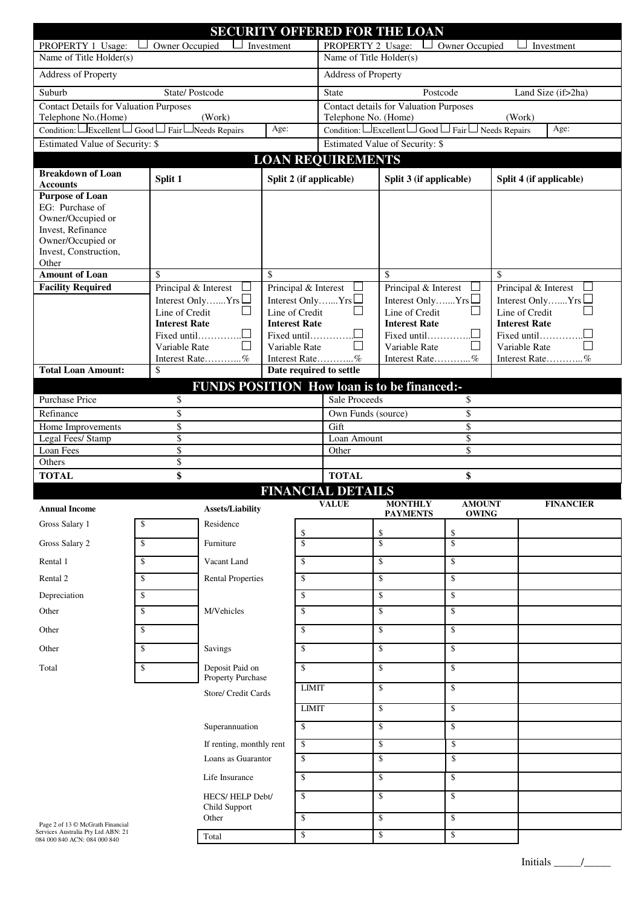## SECURITY OFFERED FOR THE LOAN

| PROPERTY 1 Usage: ☐ Owner Occupied ☐ Investment | | PROPERTY 2 Usage: ☐ Owner Occupied ☐ Investment | | |
|---|---|---|---|---|
| Name of Title Holder(s) | | Name of Title Holder(s) | | |
| Address of Property | | Address of Property | | |
| Suburb | State/ Postcode | State | Postcode | Land Size (if>2ha) |
| Contact Details for Valuation Purposes<br>Telephone No.(Home) | (Work) | Contact details for Valuation Purposes<br>Telephone No. (Home) | (Work) | |
| Condition: ☐Excellent ☐ Good ☐ Fair ☐Needs Repairs | Age: | Condition: ☐Excellent ☐ Good ☐ Fair ☐ Needs Repairs | Age: | |
| Estimated Value of Security: $ | | Estimated Value of Security: $ | | |

## LOAN REQUIREMENTS

| Breakdown of Loan Accounts | Split 1 | Split 2 (if applicable) | Split 3 (if applicable) | Split 4 (if applicable) |
|---|---|---|---|---|
| **Purpose of Loan**<br>EG: Purchase of Owner/Occupied or Invest, Refinance Owner/Occupied or Invest, Construction, Other | | | | |
| **Amount of Loan** | $ | $ | $ | $ |
| **Facility Required** | Principal & Interest ☐<br>Interest Only…….Yrs ☐<br>Line of Credit ☐<br>**Interest Rate**<br>Fixed until…………..☐<br>Variable Rate ☐<br>Interest Rate………...% | Principal & Interest ☐<br>Interest Only…….Yrs ☐<br>Line of Credit ☐<br>**Interest Rate**<br>Fixed until…………..☐<br>Variable Rate ☐<br>Interest Rate………...% | Principal & Interest ☐<br>Interest Only…….Yrs ☐<br>Line of Credit ☐<br>**Interest Rate**<br>Fixed until…………..☐<br>Variable Rate ☐<br>Interest Rate………...% | Principal & Interest ☐<br>Interest Only…….Yrs ☐<br>Line of Credit ☐<br>**Interest Rate**<br>Fixed until…………..☐<br>Variable Rate ☐<br>Interest Rate………...% |
| **Total Loan Amount:** | $ | **Date required to settle** | | |

## FUNDS POSITION How loan is to be financed:-

| | | | |
|---|---|---|---|
| Purchase Price | $ | Sale Proceeds | $ |
| Refinance | $ | Own Funds (source) | $ |
| Home Improvements | $ | Gift | $ |
| Legal Fees/ Stamp | $ | Loan Amount | $ |
| Loan Fees | $ | Other | $ |
| Others | $ | | |
| **TOTAL** | **$** | **TOTAL** | **$** |

## FINANCIAL DETAILS

| Annual Income | | Assets/Liability | VALUE | MONTHLY PAYMENTS | AMOUNT OWING | FINANCIER |
|---|---|---|---|---|---|---|
| Gross Salary 1 | $ | Residence | $ | $ | $ | |
| Gross Salary 2 | $ | Furniture | $ | $ | $ | |
| Rental 1 | $ | Vacant Land | $ | $ | $ | |
| Rental 2 | $ | Rental Properties | $ | $ | $ | |
| Depreciation | $ | | $ | $ | $ | |
| Other | $ | M/Vehicles | $ | $ | $ | |
| Other | $ | | $ | $ | $ | |
| Other | $ | Savings | $ | $ | $ | |
| Total | $ | Deposit Paid on Property Purchase | $ | $ | $ | |
| | | Store/ Credit Cards | LIMIT | $ | $ | |
| | | | LIMIT | $ | $ | |
| | | Superannuation | $ | $ | $ | |
| | | If renting, monthly rent | $ | $ | $ | |
| | | Loans as Guarantor | $ | $ | $ | |
| | | Life Insurance | $ | $ | $ | |
| | | HECS/ HELP Debt/ Child Support | $ | $ | $ | |
| | | Other | $ | $ | $ | |
| | | Total | $ | $ | $ | |

Page 2 of 13 © McGrath Financial Services Australia Pty Ltd ABN: 21 084 000 840 ACN: 084 000 840

Initials _____/_____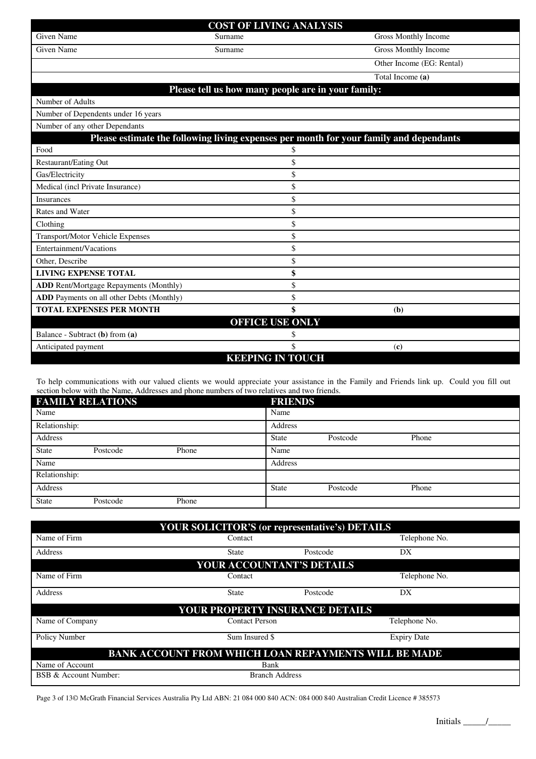## COST OF LIVING ANALYSIS

| Given Name | Surname | Gross Monthly Income |
|---|---|---|
| Given Name | Surname | Gross Monthly Income |
| | | Other Income (EG: Rental) |
| | | Total Income **(a)** |

### Please tell us how many people are in your family:

| | |
|---|---|
| Number of Adults | |
| Number of Dependents under 16 years | |
| Number of any other Dependants | |

### Please estimate the following living expenses per month for your family and dependants

| | | |
|---|---|---|
| Food | $ | |
| Restaurant/Eating Out | $ | |
| Gas/Electricity | $ | |
| Medical (incl Private Insurance) | $ | |
| Insurances | $ | |
| Rates and Water | $ | |
| Clothing | $ | |
| Transport/Motor Vehicle Expenses | $ | |
| Entertainment/Vacations | $ | |
| Other, Describe | $ | |
| **LIVING EXPENSE TOTAL** | **$** | |
| **ADD** Rent/Mortgage Repayments (Monthly) | $ | |
| **ADD** Payments on all other Debts (Monthly) | $ | |
| **TOTAL EXPENSES PER MONTH** | **$** | **(b)** |

### OFFICE USE ONLY

| | | |
|---|---|---|
| Balance - Subtract **(b)** from **(a)** | $ | |
| Anticipated payment | $ | (**c**) |

### KEEPING IN TOUCH

To help communications with our valued clients we would appreciate your assistance in the Family and Friends link up. Could you fill out section below with the Name, Addresses and phone numbers of two relatives and two friends.

| **FAMILY RELATIONS** | | | **FRIENDS** | | |
|---|---|---|---|---|---|
| Name | | | Name | | |
| Relationship: | | | Address | | |
| Address | | | State | Postcode | Phone |
| State | Postcode | Phone | Name | | |
| Name | | | Address | | |
| Relationship: | | | | | |
| Address | | | State | Postcode | Phone |
| State | Postcode | Phone | | | |

### YOUR SOLICITOR'S (or representative's) DETAILS

| Name of Firm | Contact | | Telephone No. |
|---|---|---|---|
| Address | State | Postcode | DX |

### YOUR ACCOUNTANT'S DETAILS

| Name of Firm | Contact | | Telephone No. |
|---|---|---|---|
| Address | State | Postcode | DX |

### YOUR PROPERTY INSURANCE DETAILS

| Name of Company | Contact Person | Telephone No. |
|---|---|---|
| Policy Number | Sum Insured $ | Expiry Date |

### BANK ACCOUNT FROM WHICH LOAN REPAYMENTS WILL BE MADE

| Name of Account | Bank |
|---|---|
| BSB & Account Number: | Branch Address |

© McGrath Financial Services Australia Pty Ltd ABN: 21 084 000 840 ACN: 084 000 840 Australian Credit Licence # 385573

Initials _____/_____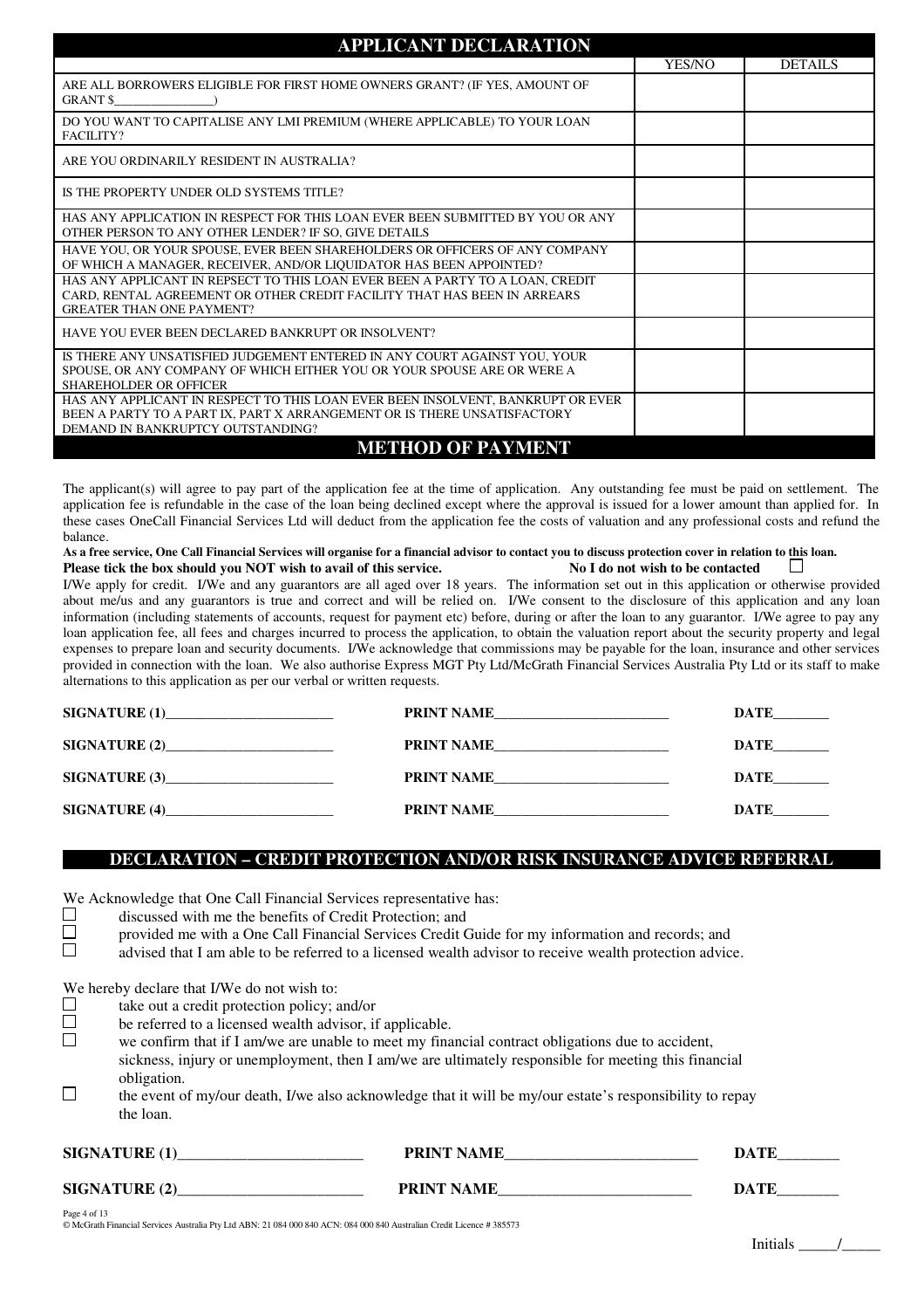## APPLICANT DECLARATION

| | YES/NO | DETAILS |
|---|---|---|
| ARE ALL BORROWERS ELIGIBLE FOR FIRST HOME OWNERS GRANT? (IF YES, AMOUNT OF GRANT $_______________) | | |
| DO YOU WANT TO CAPITALISE ANY LMI PREMIUM (WHERE APPLICABLE) TO YOUR LOAN FACILITY? | | |
| ARE YOU ORDINARILY RESIDENT IN AUSTRALIA? | | |
| IS THE PROPERTY UNDER OLD SYSTEMS TITLE? | | |
| HAS ANY APPLICATION IN RESPECT FOR THIS LOAN EVER BEEN SUBMITTED BY YOU OR ANY OTHER PERSON TO ANY OTHER LENDER? IF SO, GIVE DETAILS | | |
| HAVE YOU, OR YOUR SPOUSE, EVER BEEN SHAREHOLDERS OR OFFICERS OF ANY COMPANY OF WHICH A MANAGER, RECEIVER, AND/OR LIQUIDATOR HAS BEEN APPOINTED? | | |
| HAS ANY APPLICANT IN REPSECT TO THIS LOAN EVER BEEN A PARTY TO A LOAN, CREDIT CARD, RENTAL AGREEMENT OR OTHER CREDIT FACILITY THAT HAS BEEN IN ARREARS GREATER THAN ONE PAYMENT? | | |
| HAVE YOU EVER BEEN DECLARED BANKRUPT OR INSOLVENT? | | |
| IS THERE ANY UNSATISFIED JUDGEMENT ENTERED IN ANY COURT AGAINST YOU, YOUR SPOUSE, OR ANY COMPANY OF WHICH EITHER YOU OR YOUR SPOUSE ARE OR WERE A SHAREHOLDER OR OFFICER | | |
| HAS ANY APPLICANT IN RESPECT TO THIS LOAN EVER BEEN INSOLVENT, BANKRUPT OR EVER BEEN A PARTY TO A PART IX, PART X ARRANGEMENT OR IS THERE UNSATISFACTORY DEMAND IN BANKRUPTCY OUTSTANDING? | | |

## METHOD OF PAYMENT

The applicant(s) will agree to pay part of the application fee at the time of application. Any outstanding fee must be paid on settlement. The application fee is refundable in the case of the loan being declined except where the approval is issued for a lower amount than applied for. In these cases OneCall Financial Services Ltd will deduct from the application fee the costs of valuation and any professional costs and refund the balance.

**As a free service, One Call Financial Services will organise for a financial advisor to contact you to discuss protection cover in relation to this loan.**
**Please tick the box should you NOT wish to avail of this service.** **No I do not wish to be contacted** ☐

I/We apply for credit. I/We and any guarantors are all aged over 18 years. The information set out in this application or otherwise provided about me/us and any guarantors is true and correct and will be relied on. I/We consent to the disclosure of this application and any loan information (including statements of accounts, request for payment etc) before, during or after the loan to any guarantor. I/We agree to pay any loan application fee, all fees and charges incurred to process the application, to obtain the valuation report about the security property and legal expenses to prepare loan and security documents. I/We acknowledge that commissions may be payable for the loan, insurance and other services provided in connection with the loan. We also authorise Express MGT Pty Ltd/McGrath Financial Services Australia Pty Ltd or its staff to make alternations to this application as per our verbal or written requests.

**SIGNATURE (1)**________________________ **PRINT NAME**________________________ **DATE**________

**SIGNATURE (2)**________________________ **PRINT NAME**________________________ **DATE**________

**SIGNATURE (3)**________________________ **PRINT NAME**________________________ **DATE**________

**SIGNATURE (4)**________________________ **PRINT NAME**________________________ **DATE**________

## DECLARATION – CREDIT PROTECTION AND/OR RISK INSURANCE ADVICE REFERRAL

We Acknowledge that One Call Financial Services representative has:

- ☐ discussed with me the benefits of Credit Protection; and
- ☐ provided me with a One Call Financial Services Credit Guide for my information and records; and
- ☐ advised that I am able to be referred to a licensed wealth advisor to receive wealth protection advice.

We hereby declare that I/We do not wish to:

- ☐ take out a credit protection policy; and/or
- ☐ be referred to a licensed wealth advisor, if applicable.
- ☐ we confirm that if I am/we are unable to meet my financial contract obligations due to accident, sickness, injury or unemployment, then I am/we are ultimately responsible for meeting this financial obligation.
- ☐ the event of my/our death, I/we also acknowledge that it will be my/our estate's responsibility to repay the loan.

**SIGNATURE (1)**________________________ **PRINT NAME**________________________ **DATE**________

**SIGNATURE (2)**________________________ **PRINT NAME**________________________ **DATE**________

© McGrath Financial Services Australia Pty Ltd ABN: 21 084 000 840 ACN: 084 000 840 Australian Credit Licence # 385573

Initials _____/_____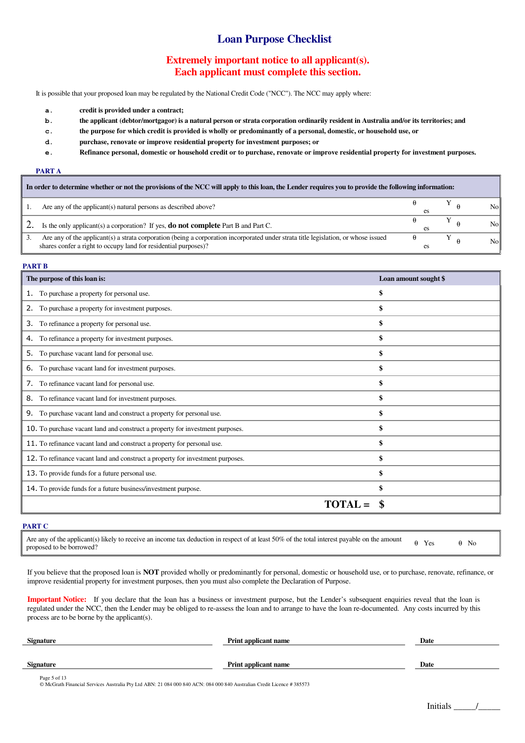# Loan Purpose Checklist

## Extremely important notice to all applicant(s). Each applicant must complete this section.

It is possible that your proposed loan may be regulated by the National Credit Code ("NCC"). The NCC may apply where:

- a. **credit is provided under a contract;**
- b. **the applicant (debtor/mortgagor) is a natural person or strata corporation ordinarily resident in Australia and/or its territories; and**
- c. **the purpose for which credit is provided is wholly or predominantly of a personal, domestic, or household use, or**
- d. **purchase, renovate or improve residential property for investment purposes; or**
- e. **Refinance personal, domestic or household credit or to purchase, renovate or improve residential property for investment purposes.**

### PART A

| **In order to determine whether or not the provisions of the NCC will apply to this loan, the Lender requires you to provide the following information:** | | |
|---|---|---|
| 1. Are any of the applicant(s) natural persons as described above? | θ Yes | θ No |
| 2. Is the only applicant(s) a corporation? If yes, **do not complete** Part B and Part C. | θ Yes | θ No |
| 3. Are any of the applicant(s) a strata corporation (being a corporation incorporated under strata title legislation, or whose issued shares confer a right to occupy land for residential purposes)? | θ Yes | θ No |

### PART B

| **The purpose of this loan is:** | **Loan amount sought $** |
|---|---|
| 1. To purchase a property for personal use. | $ |
| 2. To purchase a property for investment purposes. | $ |
| 3. To refinance a property for personal use. | $ |
| 4. To refinance a property for investment purposes. | $ |
| 5. To purchase vacant land for personal use. | $ |
| 6. To purchase vacant land for investment purposes. | $ |
| 7. To refinance vacant land for personal use. | $ |
| 8. To refinance vacant land for investment purposes. | $ |
| 9. To purchase vacant land and construct a property for personal use. | $ |
| 10. To purchase vacant land and construct a property for investment purposes. | $ |
| 11. To refinance vacant land and construct a property for personal use. | $ |
| 12. To refinance vacant land and construct a property for investment purposes. | $ |
| 13. To provide funds for a future personal use. | $ |
| 14. To provide funds for a future business/investment purpose. | $ |
| **TOTAL =** | **$** |

### PART C

| Are any of the applicant(s) likely to receive an income tax deduction in respect of at least 50% of the total interest payable on the amount proposed to be borrowed? | θ Yes | θ No |
|---|---|---|

If you believe that the proposed loan is **NOT** provided wholly or predominantly for personal, domestic or household use, or to purchase, renovate, refinance, or improve residential property for investment purposes, then you must also complete the Declaration of Purpose.

**Important Notice:** If you declare that the loan has a business or investment purpose, but the Lender's subsequent enquiries reveal that the loan is regulated under the NCC, then the Lender may be obliged to re-assess the loan and to arrange to have the loan re-documented. Any costs incurred by this process are to be borne by the applicant(s).

**Signature** ____________________ **Print applicant name** ____________________ **Date** __________

**Signature** ____________________ **Print applicant name** ____________________ **Date** __________

© McGrath Financial Services Australia Pty Ltd ABN: 21 084 000 840 ACN: 084 000 840 Australian Credit Licence # 385573

Initials _____/_____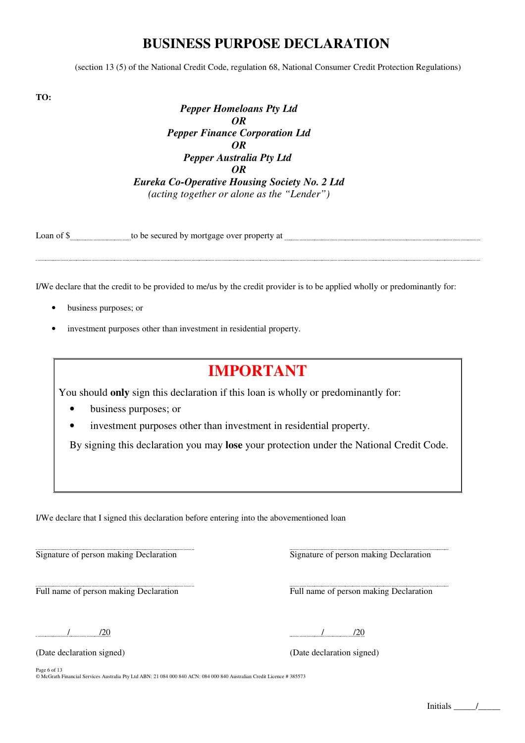# BUSINESS PURPOSE DECLARATION

(section 13 (5) of the National Credit Code, regulation 68, National Consumer Credit Protection Regulations)

**TO:**

***Pepper Homeloans Pty Ltd***
***OR***
***Pepper Finance Corporation Ltd***
***OR***
***Pepper Australia Pty Ltd***
***OR***
***Eureka Co-Operative Housing Society No. 2 Ltd***
*(acting together or alone as the "Lender")*

Loan of $ ______________ to be secured by mortgage over property at ____________________________________________

______________________________________________________________________________

I/We declare that the credit to be provided to me/us by the credit provider is to be applied wholly or predominantly for:

- business purposes; or
- investment purposes other than investment in residential property.

## IMPORTANT

You should **only** sign this declaration if this loan is wholly or predominantly for:

- business purposes; or
- investment purposes other than investment in residential property.

By signing this declaration you may **lose** your protection under the National Credit Code.

I/We declare that I signed this declaration before entering into the abovementioned loan

| | |
|---|---|
| ______________________________ | ______________________________ |
| Signature of person making Declaration | Signature of person making Declaration |
| ______________________________ | ______________________________ |
| Full name of person making Declaration | Full name of person making Declaration |
| ______ / ______ /20 | ______ / ______ /20 |
| (Date declaration signed) | (Date declaration signed) |

© McGrath Financial Services Australia Pty Ltd ABN: 21 084 000 840 ACN: 084 000 840 Australian Credit Licence # 385573

Initials _____/_____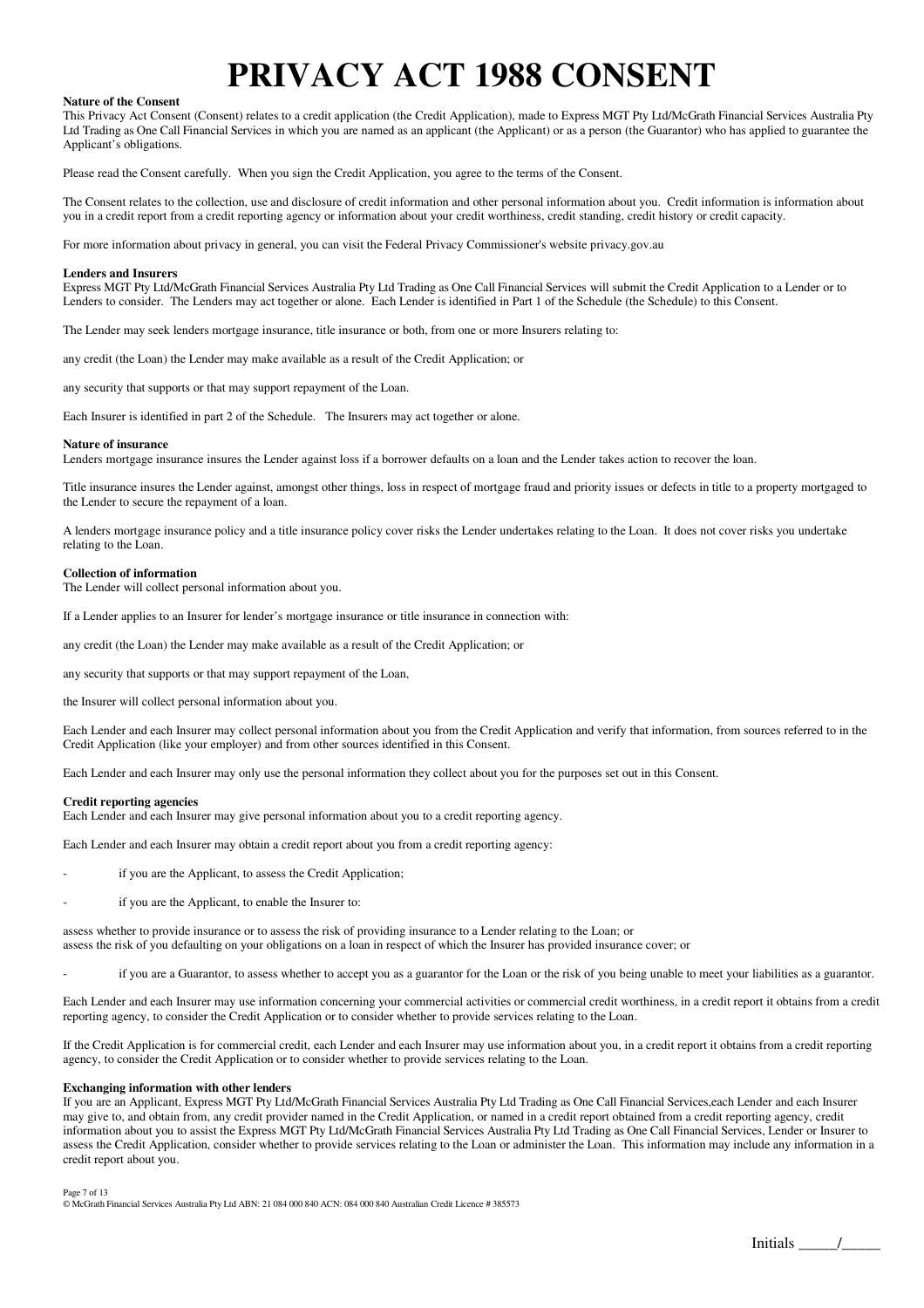# PRIVACY ACT 1988 CONSENT

**Nature of the Consent**
This Privacy Act Consent (Consent) relates to a credit application (the Credit Application), made to Express MGT Pty Ltd/McGrath Financial Services Australia Pty Ltd Trading as One Call Financial Services in which you are named as an applicant (the Applicant) or as a person (the Guarantor) who has applied to guarantee the Applicant's obligations.

Please read the Consent carefully. When you sign the Credit Application, you agree to the terms of the Consent.

The Consent relates to the collection, use and disclosure of credit information and other personal information about you. Credit information is information about you in a credit report from a credit reporting agency or information about your credit worthiness, credit standing, credit history or credit capacity.

For more information about privacy in general, you can visit the Federal Privacy Commissioner's website privacy.gov.au

**Lenders and Insurers**
Express MGT Pty Ltd/McGrath Financial Services Australia Pty Ltd Trading as One Call Financial Services will submit the Credit Application to a Lender or to Lenders to consider. The Lenders may act together or alone. Each Lender is identified in Part 1 of the Schedule (the Schedule) to this Consent.

The Lender may seek lenders mortgage insurance, title insurance or both, from one or more Insurers relating to:

any credit (the Loan) the Lender may make available as a result of the Credit Application; or

any security that supports or that may support repayment of the Loan.

Each Insurer is identified in part 2 of the Schedule. The Insurers may act together or alone.

**Nature of insurance**
Lenders mortgage insurance insures the Lender against loss if a borrower defaults on a loan and the Lender takes action to recover the loan.

Title insurance insures the Lender against, amongst other things, loss in respect of mortgage fraud and priority issues or defects in title to a property mortgaged to the Lender to secure the repayment of a loan.

A lenders mortgage insurance policy and a title insurance policy cover risks the Lender undertakes relating to the Loan. It does not cover risks you undertake relating to the Loan.

**Collection of information**
The Lender will collect personal information about you.

If a Lender applies to an Insurer for lender's mortgage insurance or title insurance in connection with:

any credit (the Loan) the Lender may make available as a result of the Credit Application; or

any security that supports or that may support repayment of the Loan,

the Insurer will collect personal information about you.

Each Lender and each Insurer may collect personal information about you from the Credit Application and verify that information, from sources referred to in the Credit Application (like your employer) and from other sources identified in this Consent.

Each Lender and each Insurer may only use the personal information they collect about you for the purposes set out in this Consent.

**Credit reporting agencies**
Each Lender and each Insurer may give personal information about you to a credit reporting agency.

Each Lender and each Insurer may obtain a credit report about you from a credit reporting agency:

- if you are the Applicant, to assess the Credit Application;
- if you are the Applicant, to enable the Insurer to:

assess whether to provide insurance or to assess the risk of providing insurance to a Lender relating to the Loan; or
assess the risk of you defaulting on your obligations on a loan in respect of which the Insurer has provided insurance cover; or

- if you are a Guarantor, to assess whether to accept you as a guarantor for the Loan or the risk of you being unable to meet your liabilities as a guarantor.

Each Lender and each Insurer may use information concerning your commercial activities or commercial credit worthiness, in a credit report it obtains from a credit reporting agency, to consider the Credit Application or to consider whether to provide services relating to the Loan.

If the Credit Application is for commercial credit, each Lender and each Insurer may use information about you, in a credit report it obtains from a credit reporting agency, to consider the Credit Application or to consider whether to provide services relating to the Loan.

**Exchanging information with other lenders**
If you are an Applicant, Express MGT Pty Ltd/McGrath Financial Services Australia Pty Ltd Trading as One Call Financial Services,each Lender and each Insurer may give to, and obtain from, any credit provider named in the Credit Application, or named in a credit report obtained from a credit reporting agency, credit information about you to assist the Express MGT Pty Ltd/McGrath Financial Services Australia Pty Ltd Trading as One Call Financial Services, Lender or Insurer to assess the Credit Application, consider whether to provide services relating to the Loan or administer the Loan. This information may include any information in a credit report about you.

© McGrath Financial Services Australia Pty Ltd ABN: 21 084 000 840 ACN: 084 000 840 Australian Credit Licence # 385573

Initials _____/_____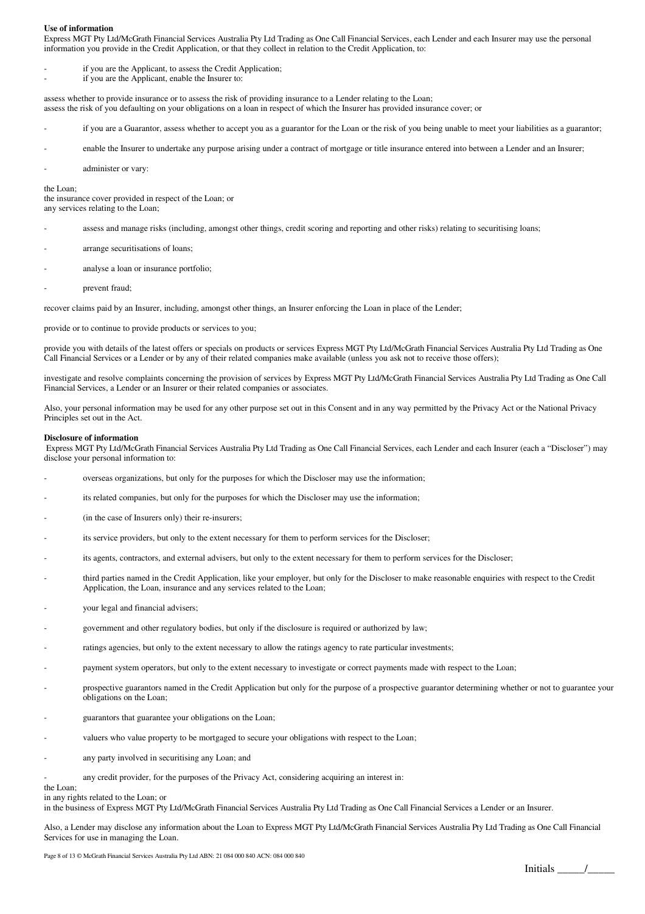**Use of information**

Express MGT Pty Ltd/McGrath Financial Services Australia Pty Ltd Trading as One Call Financial Services, each Lender and each Insurer may use the personal information you provide in the Credit Application, or that they collect in relation to the Credit Application, to:

- if you are the Applicant, to assess the Credit Application;
- if you are the Applicant, enable the Insurer to:

assess whether to provide insurance or to assess the risk of providing insurance to a Lender relating to the Loan;
assess the risk of you defaulting on your obligations on a loan in respect of which the Insurer has provided insurance cover; or

- if you are a Guarantor, assess whether to accept you as a guarantor for the Loan or the risk of you being unable to meet your liabilities as a guarantor;
- enable the Insurer to undertake any purpose arising under a contract of mortgage or title insurance entered into between a Lender and an Insurer;
- administer or vary:

the Loan;
the insurance cover provided in respect of the Loan; or
any services relating to the Loan;

- assess and manage risks (including, amongst other things, credit scoring and reporting and other risks) relating to securitising loans;
- arrange securitisations of loans;
- analyse a loan or insurance portfolio;
- prevent fraud;

recover claims paid by an Insurer, including, amongst other things, an Insurer enforcing the Loan in place of the Lender;

provide or to continue to provide products or services to you;

provide you with details of the latest offers or specials on products or services Express MGT Pty Ltd/McGrath Financial Services Australia Pty Ltd Trading as One Call Financial Services or a Lender or by any of their related companies make available (unless you ask not to receive those offers);

investigate and resolve complaints concerning the provision of services by Express MGT Pty Ltd/McGrath Financial Services Australia Pty Ltd Trading as One Call Financial Services, a Lender or an Insurer or their related companies or associates.

Also, your personal information may be used for any other purpose set out in this Consent and in any way permitted by the Privacy Act or the National Privacy Principles set out in the Act.

**Disclosure of information**

Express MGT Pty Ltd/McGrath Financial Services Australia Pty Ltd Trading as One Call Financial Services, each Lender and each Insurer (each a "Discloser") may disclose your personal information to:

- overseas organizations, but only for the purposes for which the Discloser may use the information;
- its related companies, but only for the purposes for which the Discloser may use the information;
- (in the case of Insurers only) their re-insurers;
- its service providers, but only to the extent necessary for them to perform services for the Discloser;
- its agents, contractors, and external advisers, but only to the extent necessary for them to perform services for the Discloser;
- third parties named in the Credit Application, like your employer, but only for the Discloser to make reasonable enquiries with respect to the Credit Application, the Loan, insurance and any services related to the Loan;
- your legal and financial advisers;
- government and other regulatory bodies, but only if the disclosure is required or authorized by law;
- ratings agencies, but only to the extent necessary to allow the ratings agency to rate particular investments;
- payment system operators, but only to the extent necessary to investigate or correct payments made with respect to the Loan;
- prospective guarantors named in the Credit Application but only for the purpose of a prospective guarantor determining whether or not to guarantee your obligations on the Loan;
- guarantors that guarantee your obligations on the Loan;
- valuers who value property to be mortgaged to secure your obligations with respect to the Loan;
- any party involved in securitising any Loan; and
- any credit provider, for the purposes of the Privacy Act, considering acquiring an interest in:

the Loan;
in any rights related to the Loan; or
in the business of Express MGT Pty Ltd/McGrath Financial Services Australia Pty Ltd Trading as One Call Financial Services a Lender or an Insurer.

Also, a Lender may disclose any information about the Loan to Express MGT Pty Ltd/McGrath Financial Services Australia Pty Ltd Trading as One Call Financial Services for use in managing the Loan.

Initials _____/_____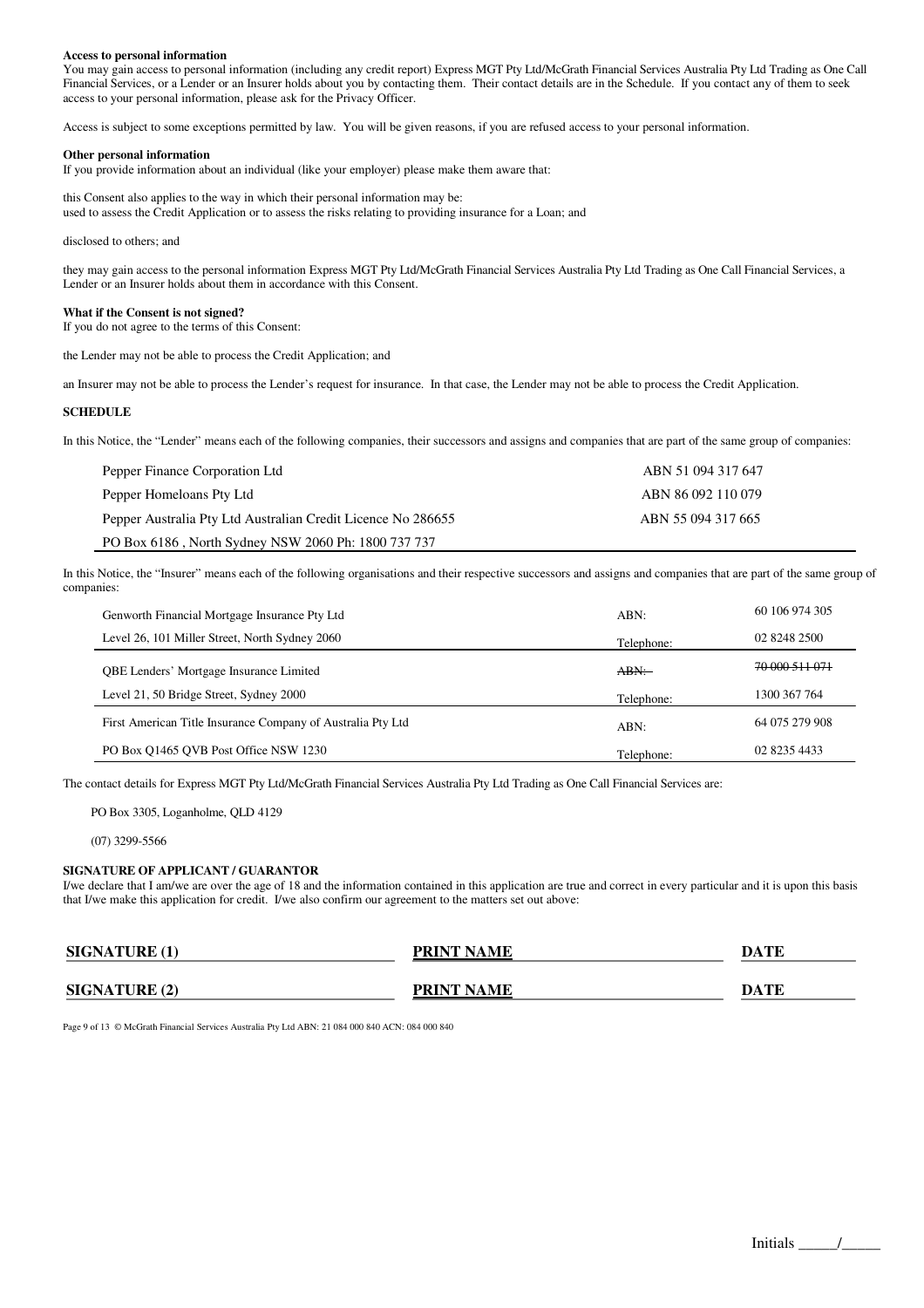**Access to personal information**
You may gain access to personal information (including any credit report) Express MGT Pty Ltd/McGrath Financial Services Australia Pty Ltd Trading as One Call Financial Services, or a Lender or an Insurer holds about you by contacting them. Their contact details are in the Schedule. If you contact any of them to seek access to your personal information, please ask for the Privacy Officer.

Access is subject to some exceptions permitted by law. You will be given reasons, if you are refused access to your personal information.

**Other personal information**
If you provide information about an individual (like your employer) please make them aware that:

this Consent also applies to the way in which their personal information may be:
used to assess the Credit Application or to assess the risks relating to providing insurance for a Loan; and

disclosed to others; and

they may gain access to the personal information Express MGT Pty Ltd/McGrath Financial Services Australia Pty Ltd Trading as One Call Financial Services, a Lender or an Insurer holds about them in accordance with this Consent.

**What if the Consent is not signed?**
If you do not agree to the terms of this Consent:

the Lender may not be able to process the Credit Application; and

an Insurer may not be able to process the Lender's request for insurance. In that case, the Lender may not be able to process the Credit Application.

**SCHEDULE**

In this Notice, the "Lender" means each of the following companies, their successors and assigns and companies that are part of the same group of companies:

| | |
|---|---|
| Pepper Finance Corporation Ltd | ABN 51 094 317 647 |
| Pepper Homeloans Pty Ltd | ABN 86 092 110 079 |
| Pepper Australia Pty Ltd Australian Credit Licence No 286655 | ABN 55 094 317 665 |
| PO Box 6186 , North Sydney NSW 2060 Ph: 1800 737 737 | |

In this Notice, the "Insurer" means each of the following organisations and their respective successors and assigns and companies that are part of the same group of companies:

| | | |
|---|---|---|
| Genworth Financial Mortgage Insurance Pty Ltd | ABN: | 60 106 974 305 |
| Level 26, 101 Miller Street, North Sydney 2060 | Telephone: | 02 8248 2500 |
| QBE Lenders' Mortgage Insurance Limited | ~~ABN:~~ | ~~70 000 511 071~~ |
| Level 21, 50 Bridge Street, Sydney 2000 | Telephone: | 1300 367 764 |
| First American Title Insurance Company of Australia Pty Ltd | ABN: | 64 075 279 908 |
| PO Box Q1465 QVB Post Office NSW 1230 | Telephone: | 02 8235 4433 |

The contact details for Express MGT Pty Ltd/McGrath Financial Services Australia Pty Ltd Trading as One Call Financial Services are:

PO Box 3305, Loganholme, QLD 4129

(07) 3299-5566

**SIGNATURE OF APPLICANT / GUARANTOR**
I/we declare that I am/we are over the age of 18 and the information contained in this application are true and correct in every particular and it is upon this basis that I/we make this application for credit. I/we also confirm our agreement to the matters set out above:

| | | |
|---|---|---|
| **SIGNATURE (1)** | **PRINT NAME** | **DATE** |
| **SIGNATURE (2)** | **PRINT NAME** | **DATE** |

Page 9 of 13 © McGrath Financial Services Australia Pty Ltd ABN: 21 084 000 840 ACN: 084 000 840

Initials _____/_____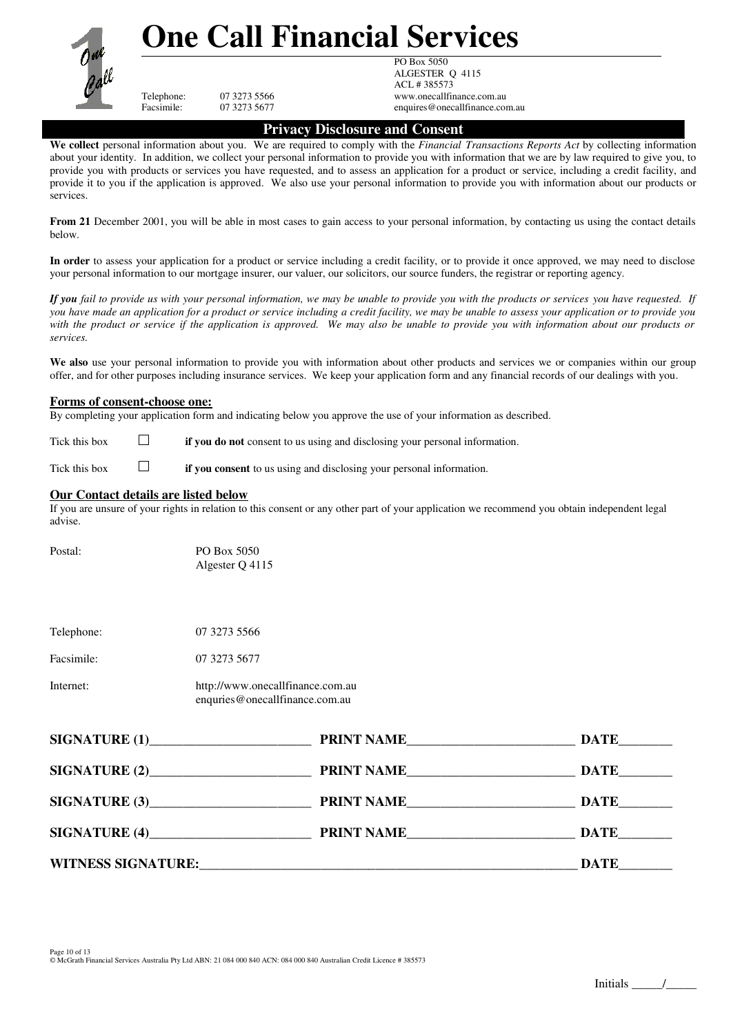# One Call Financial Services

Telephone: 07 3273 5566
Facsimile: 07 3273 5677

PO Box 5050
ALGESTER Q 4115
ACL # 385573
www.onecallfinance.com.au
enquires@onecallfinance.com.au

## Privacy Disclosure and Consent

**We collect** personal information about you. We are required to comply with the *Financial Transactions Reports Act* by collecting information about your identity. In addition, we collect your personal information to provide you with information that we are by law required to give you, to provide you with products or services you have requested, and to assess an application for a product or service, including a credit facility, and provide it to you if the application is approved. We also use your personal information to provide you with information about our products or services.

**From 21** December 2001, you will be able in most cases to gain access to your personal information, by contacting us using the contact details below.

**In order** to assess your application for a product or service including a credit facility, or to provide it once approved, we may need to disclose your personal information to our mortgage insurer, our valuer, our solicitors, our source funders, the registrar or reporting agency.

***If you** fail to provide us with your personal information, we may be unable to provide you with the products or services you have requested. If you have made an application for a product or service including a credit facility, we may be unable to assess your application or to provide you with the product or service if the application is approved. We may also be unable to provide you with information about our products or services.*

**We also** use your personal information to provide you with information about other products and services we or companies within our group offer, and for other purposes including insurance services. We keep your application form and any financial records of our dealings with you.

### Forms of consent-choose one:

By completing your application form and indicating below you approve the use of your information as described.

Tick this box ☐ **if you do not** consent to us using and disclosing your personal information.

Tick this box ☐ **if you consent** to us using and disclosing your personal information.

### Our Contact details are listed below

If you are unsure of your rights in relation to this consent or any other part of your application we recommend you obtain independent legal advise.

Postal: PO Box 5050
Algester Q 4115

Telephone: 07 3273 5566

Facsimile: 07 3273 5677

Internet: http://www.onecallfinance.com.au
enquries@onecallfinance.com.au

**SIGNATURE (1)________________________ PRINT NAME________________________ DATE________**

**SIGNATURE (2)________________________ PRINT NAME________________________ DATE________**

**SIGNATURE (3)________________________ PRINT NAME________________________ DATE________**

**SIGNATURE (4)________________________ PRINT NAME________________________ DATE________**

**WITNESS SIGNATURE:________________________________________________________ DATE________**

© McGrath Financial Services Australia Pty Ltd ABN: 21 084 000 840 ACN: 084 000 840 Australian Credit Licence # 385573

Initials _____/_____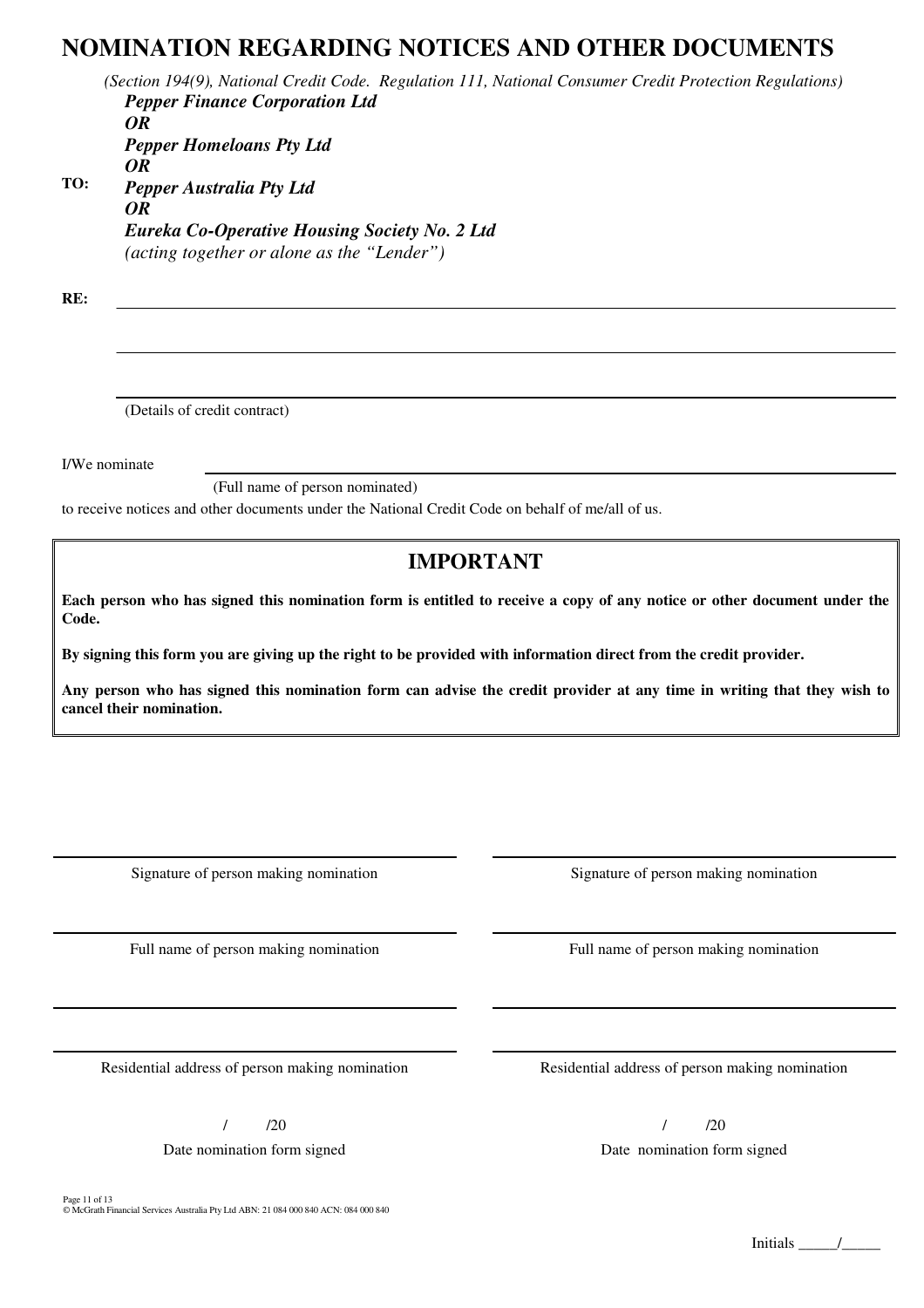# NOMINATION REGARDING NOTICES AND OTHER DOCUMENTS

*(Section 194(9), National Credit Code. Regulation 111, National Consumer Credit Protection Regulations)*

**TO:**

***Pepper Finance Corporation Ltd***
***OR***
***Pepper Homeloans Pty Ltd***
***OR***
***Pepper Australia Pty Ltd***
***OR***
***Eureka Co-Operative Housing Society No. 2 Ltd***
*(acting together or alone as the "Lender")*

**RE:** ______________________________________________

______________________________________________

______________________________________________

(Details of credit contract)

I/We nominate ______________________________________________

(Full name of person nominated)

to receive notices and other documents under the National Credit Code on behalf of me/all of us.

## IMPORTANT

**Each person who has signed this nomination form is entitled to receive a copy of any notice or other document under the Code.**

**By signing this form you are giving up the right to be provided with information direct from the credit provider.**

**Any person who has signed this nomination form can advise the credit provider at any time in writing that they wish to cancel their nomination.**

| | |
|---|---|
| ______________________________ | ______________________________ |
| Signature of person making nomination | Signature of person making nomination |
| ______________________________ | ______________________________ |
| Full name of person making nomination | Full name of person making nomination |
| ______________________________ | ______________________________ |
| ______________________________ | ______________________________ |
| Residential address of person making nomination | Residential address of person making nomination |
| / /20 | / /20 |
| Date nomination form signed | Date nomination form signed |

© McGrath Financial Services Australia Pty Ltd ABN: 21 084 000 840 ACN: 084 000 840

Initials _____/_____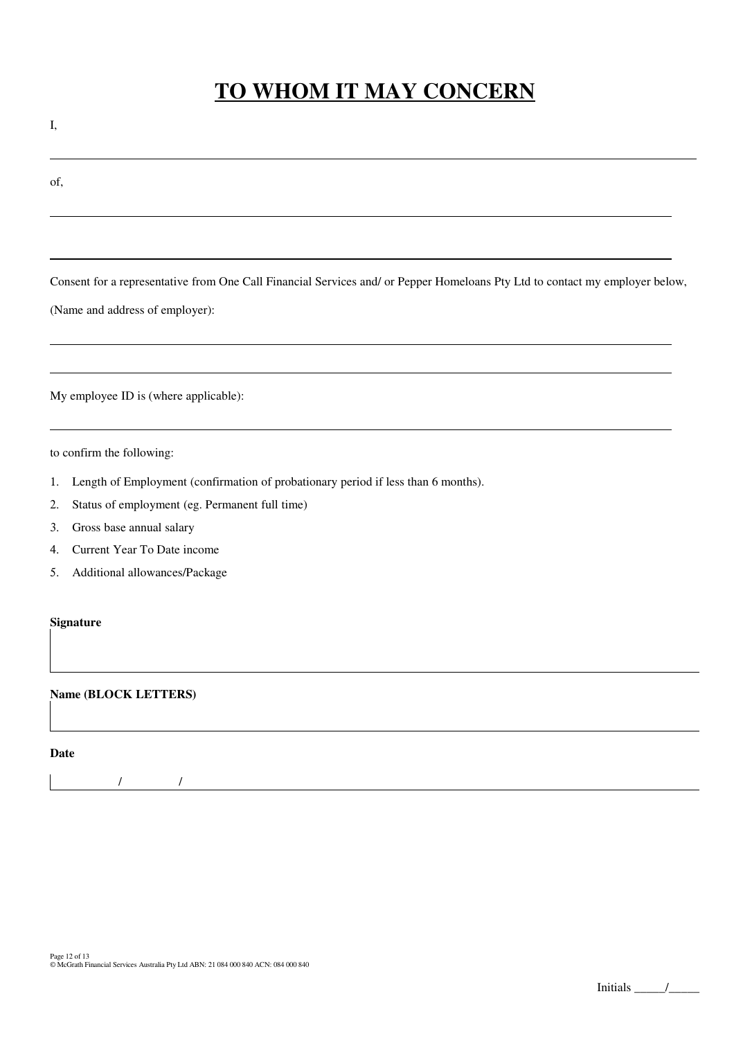# TO WHOM IT MAY CONCERN

I,

_______________________________________________________________________________

of,

_______________________________________________________________________________

_______________________________________________________________________________

Consent for a representative from One Call Financial Services and/ or Pepper Homeloans Pty Ltd to contact my employer below,

(Name and address of employer):

_______________________________________________________________________________

_______________________________________________________________________________

My employee ID is (where applicable):

_______________________________________________________________________________

to confirm the following:

1. Length of Employment (confirmation of probationary period if less than 6 months).
2. Status of employment (eg. Permanent full time)
3. Gross base annual salary
4. Current Year To Date income
5. Additional allowances/Package

**Signature**

_______________________________________________________________________________

**Name (BLOCK LETTERS)**

_______________________________________________________________________________

**Date**

/ /

© McGrath Financial Services Australia Pty Ltd ABN: 21 084 000 840 ACN: 084 000 840

Initials _____/_____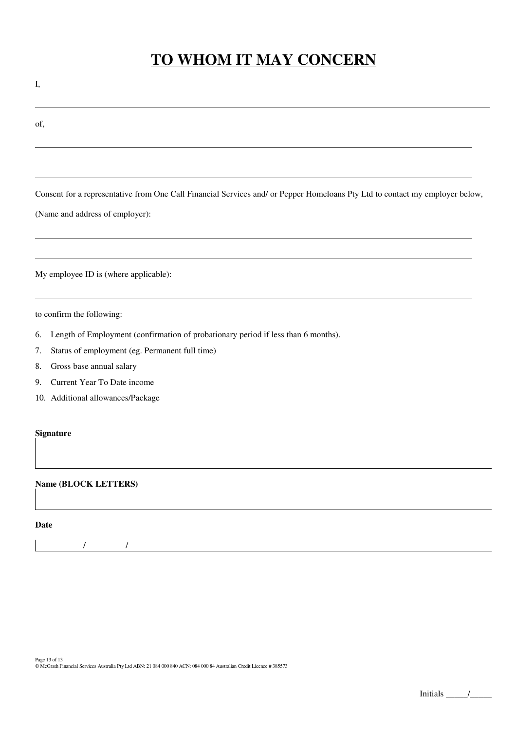# TO WHOM IT MAY CONCERN

I,

______________________________________________________________________________

of,

______________________________________________________________________________

______________________________________________________________________________

Consent for a representative from One Call Financial Services and/ or Pepper Homeloans Pty Ltd to contact my employer below,

(Name and address of employer):

______________________________________________________________________________

______________________________________________________________________________

My employee ID is (where applicable):

______________________________________________________________________________

to confirm the following:

6. Length of Employment (confirmation of probationary period if less than 6 months).
7. Status of employment (eg. Permanent full time)
8. Gross base annual salary
9. Current Year To Date income
10. Additional allowances/Package

**Signature**

______________________________________________________________________________

**Name (BLOCK LETTERS)**

______________________________________________________________________________

**Date**

/ /

© McGrath Financial Services Australia Pty Ltd ABN: 21 084 000 840 ACN: 084 000 84 Australian Credit Licence # 385573

Initials _____/_____